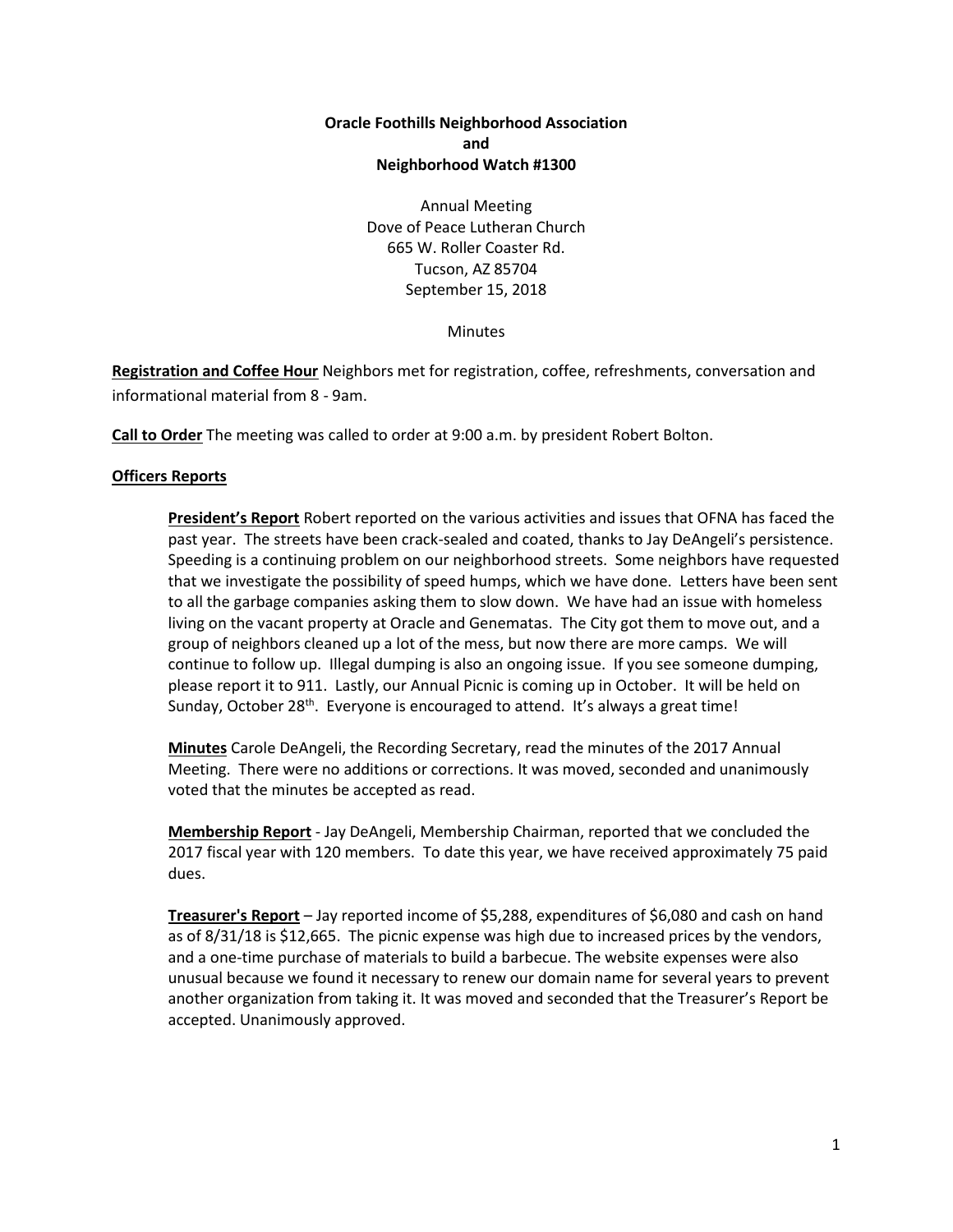**Oracle Foothills Neighborhood Association**
**and**
**Neighborhood Watch #1300**

Annual Meeting
Dove of Peace Lutheran Church
665 W. Roller Coaster Rd.
Tucson, AZ 85704
September 15, 2018

Minutes

**Registration and Coffee Hour** Neighbors met for registration, coffee, refreshments, conversation and informational material from 8 - 9am.

**Call to Order** The meeting was called to order at 9:00 a.m. by president Robert Bolton.

**Officers Reports**

**President's Report** Robert reported on the various activities and issues that OFNA has faced the past year. The streets have been crack-sealed and coated, thanks to Jay DeAngeli's persistence. Speeding is a continuing problem on our neighborhood streets. Some neighbors have requested that we investigate the possibility of speed humps, which we have done. Letters have been sent to all the garbage companies asking them to slow down. We have had an issue with homeless living on the vacant property at Oracle and Genematas. The City got them to move out, and a group of neighbors cleaned up a lot of the mess, but now there are more camps. We will continue to follow up. Illegal dumping is also an ongoing issue. If you see someone dumping, please report it to 911. Lastly, our Annual Picnic is coming up in October. It will be held on Sunday, October 28th. Everyone is encouraged to attend. It's always a great time!

**Minutes** Carole DeAngeli, the Recording Secretary, read the minutes of the 2017 Annual Meeting. There were no additions or corrections. It was moved, seconded and unanimously voted that the minutes be accepted as read.

**Membership Report** - Jay DeAngeli, Membership Chairman, reported that we concluded the 2017 fiscal year with 120 members. To date this year, we have received approximately 75 paid dues.

**Treasurer's Report** – Jay reported income of $5,288, expenditures of $6,080 and cash on hand as of 8/31/18 is $12,665. The picnic expense was high due to increased prices by the vendors, and a one-time purchase of materials to build a barbecue. The website expenses were also unusual because we found it necessary to renew our domain name for several years to prevent another organization from taking it. It was moved and seconded that the Treasurer's Report be accepted. Unanimously approved.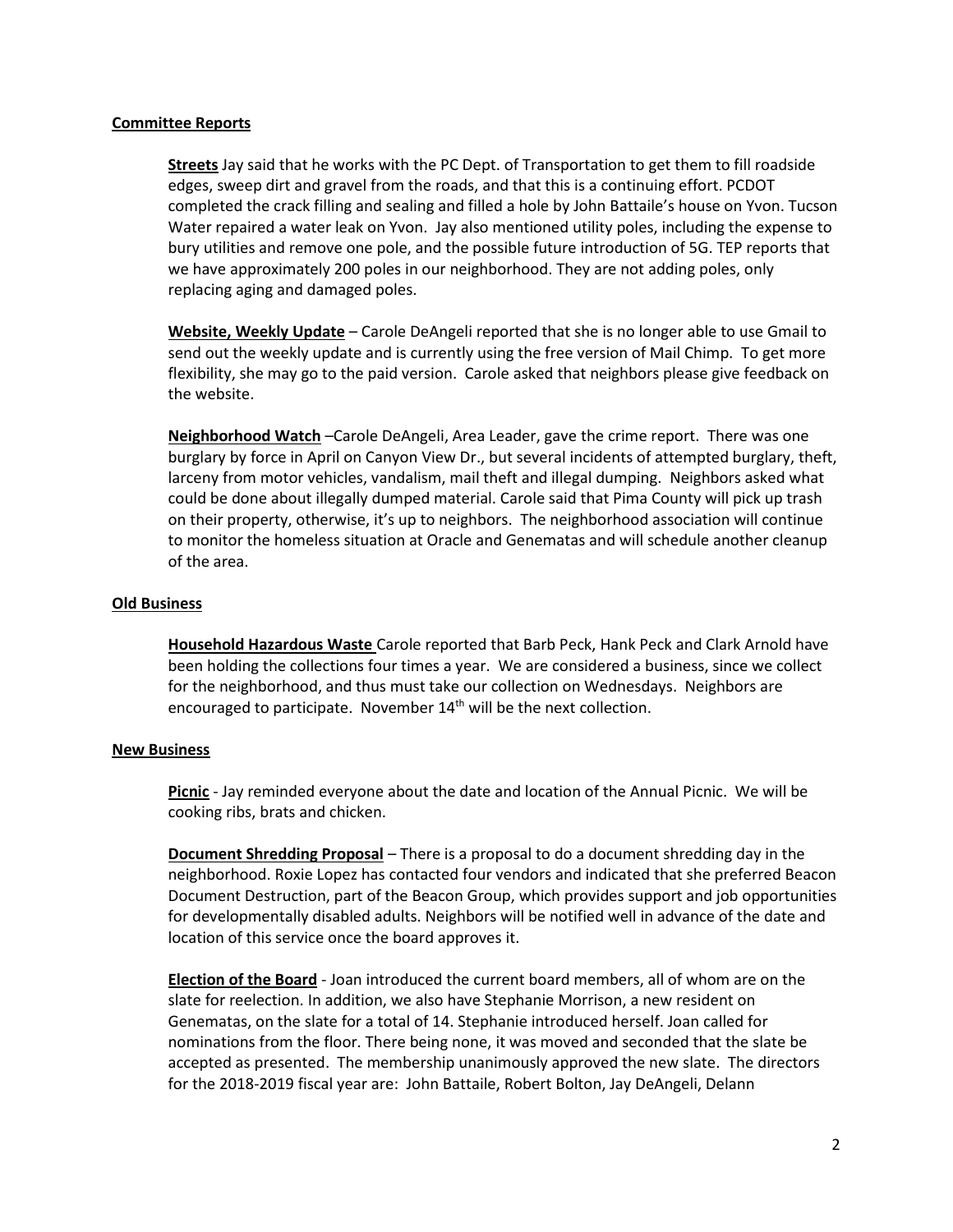## Committee Reports

**Streets** Jay said that he works with the PC Dept. of Transportation to get them to fill roadside edges, sweep dirt and gravel from the roads, and that this is a continuing effort. PCDOT completed the crack filling and sealing and filled a hole by John Battaile's house on Yvon. Tucson Water repaired a water leak on Yvon. Jay also mentioned utility poles, including the expense to bury utilities and remove one pole, and the possible future introduction of 5G. TEP reports that we have approximately 200 poles in our neighborhood. They are not adding poles, only replacing aging and damaged poles.

**Website, Weekly Update** – Carole DeAngeli reported that she is no longer able to use Gmail to send out the weekly update and is currently using the free version of Mail Chimp. To get more flexibility, she may go to the paid version. Carole asked that neighbors please give feedback on the website.

**Neighborhood Watch** –Carole DeAngeli, Area Leader, gave the crime report. There was one burglary by force in April on Canyon View Dr., but several incidents of attempted burglary, theft, larceny from motor vehicles, vandalism, mail theft and illegal dumping. Neighbors asked what could be done about illegally dumped material. Carole said that Pima County will pick up trash on their property, otherwise, it's up to neighbors. The neighborhood association will continue to monitor the homeless situation at Oracle and Genematas and will schedule another cleanup of the area.

## Old Business

**Household Hazardous Waste** Carole reported that Barb Peck, Hank Peck and Clark Arnold have been holding the collections four times a year. We are considered a business, since we collect for the neighborhood, and thus must take our collection on Wednesdays. Neighbors are encouraged to participate. November 14th will be the next collection.

## New Business

**Picnic** - Jay reminded everyone about the date and location of the Annual Picnic. We will be cooking ribs, brats and chicken.

**Document Shredding Proposal** – There is a proposal to do a document shredding day in the neighborhood. Roxie Lopez has contacted four vendors and indicated that she preferred Beacon Document Destruction, part of the Beacon Group, which provides support and job opportunities for developmentally disabled adults. Neighbors will be notified well in advance of the date and location of this service once the board approves it.

**Election of the Board** - Joan introduced the current board members, all of whom are on the slate for reelection. In addition, we also have Stephanie Morrison, a new resident on Genematas, on the slate for a total of 14. Stephanie introduced herself. Joan called for nominations from the floor. There being none, it was moved and seconded that the slate be accepted as presented. The membership unanimously approved the new slate. The directors for the 2018-2019 fiscal year are: John Battaile, Robert Bolton, Jay DeAngeli, Delann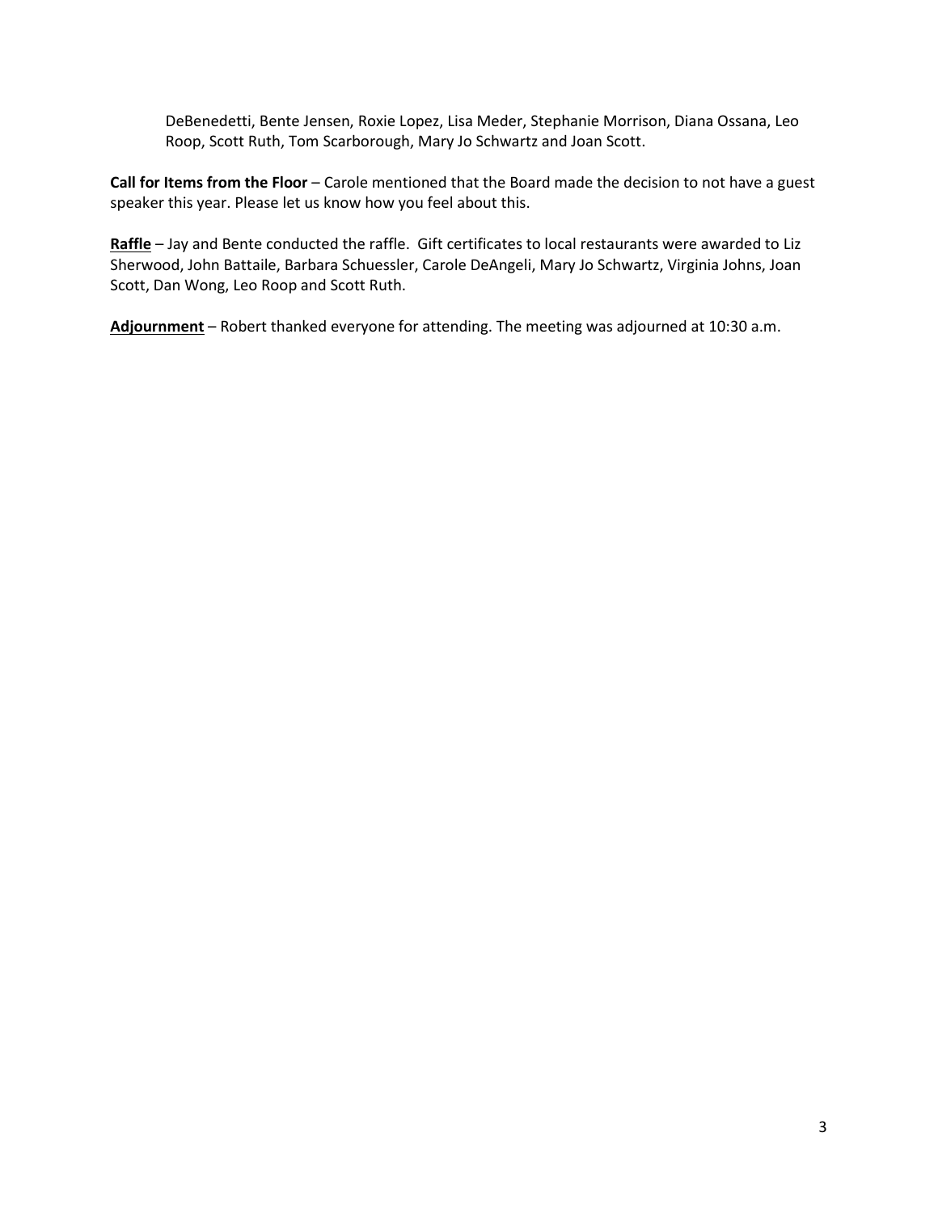DeBenedetti, Bente Jensen, Roxie Lopez, Lisa Meder, Stephanie Morrison, Diana Ossana, Leo Roop, Scott Ruth, Tom Scarborough, Mary Jo Schwartz and Joan Scott.

**Call for Items from the Floor** – Carole mentioned that the Board made the decision to not have a guest speaker this year. Please let us know how you feel about this.

**Raffle** – Jay and Bente conducted the raffle. Gift certificates to local restaurants were awarded to Liz Sherwood, John Battaile, Barbara Schuessler, Carole DeAngeli, Mary Jo Schwartz, Virginia Johns, Joan Scott, Dan Wong, Leo Roop and Scott Ruth.

**Adjournment** – Robert thanked everyone for attending. The meeting was adjourned at 10:30 a.m.